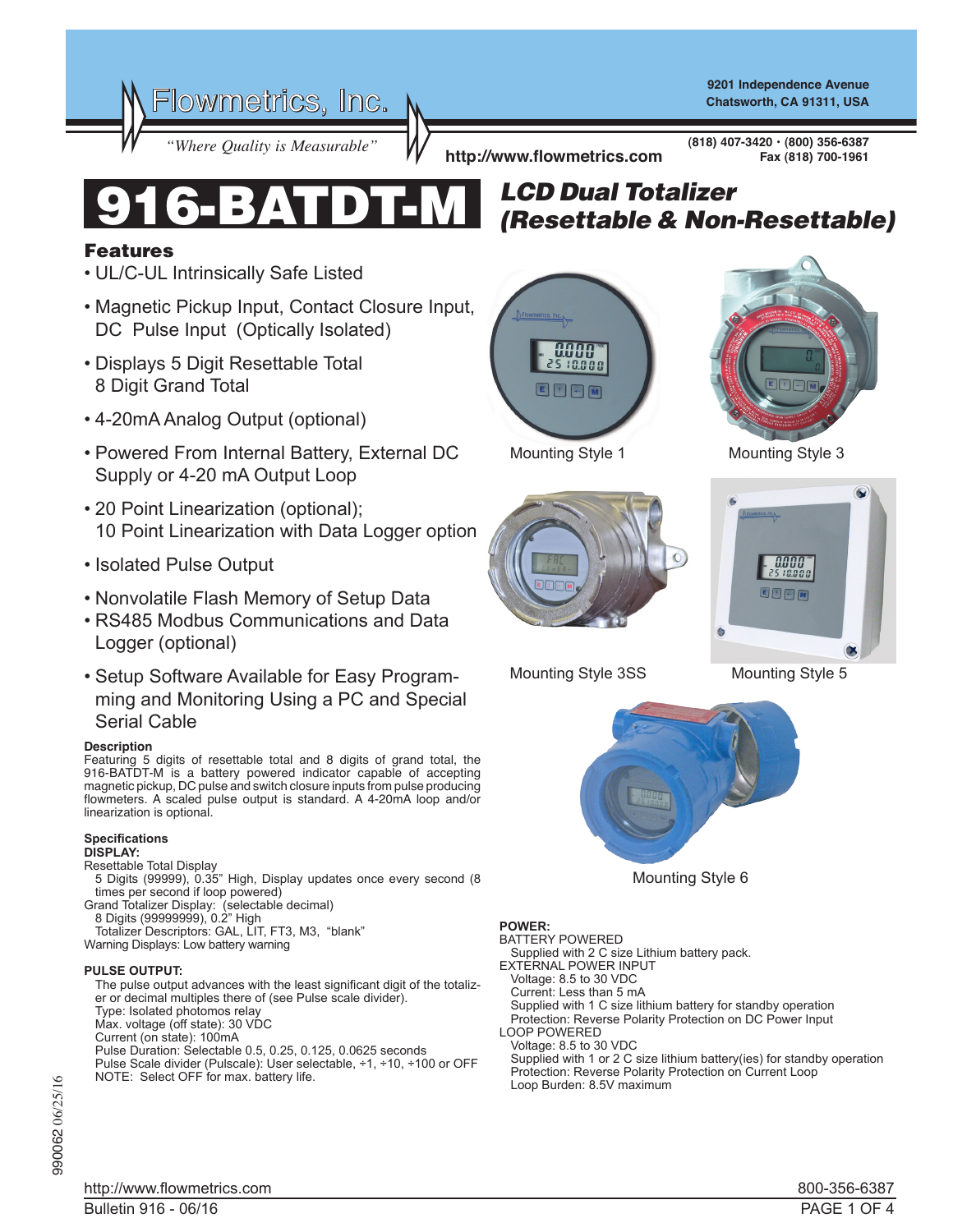Flowmetrics, Inc.

*"Where Quality is Measurable"*

9201 Independence Avenue
Chatsworth, CA 91311, USA

http://www.flowmetrics.com

(818) 407-3420 • (800) 356-6387
Fax (818) 700-1961

# 916-BATDT-M

## *LCD Dual Totalizer (Resettable & Non-Resettable)*

## Features

- UL/C-UL Intrinsically Safe Listed
- Magnetic Pickup Input, Contact Closure Input, DC Pulse Input (Optically Isolated)
- Displays 5 Digit Resettable Total 8 Digit Grand Total
- 4-20mA Analog Output (optional)
- Powered From Internal Battery, External DC Supply or 4-20 mA Output Loop
- 20 Point Linearization (optional); 10 Point Linearization with Data Logger option
- Isolated Pulse Output
- Nonvolatile Flash Memory of Setup Data
- RS485 Modbus Communications and Data Logger (optional)
- Setup Software Available for Easy Programming and Monitoring Using a PC and Special Serial Cable

Mounting Style 1

Mounting Style 3

Mounting Style 3SS

Mounting Style 5

Mounting Style 6

**Description**

Featuring 5 digits of resettable total and 8 digits of grand total, the 916-BATDT-M is a battery powered indicator capable of accepting magnetic pickup, DC pulse and switch closure inputs from pulse producing flowmeters. A scaled pulse output is standard. A 4-20mA loop and/or linearization is optional.

**Specifications**

**DISPLAY:**

Resettable Total Display
  5 Digits (99999), 0.35" High, Display updates once every second (8 times per second if loop powered)
Grand Totalizer Display: (selectable decimal)
  8 Digits (99999999), 0.2" High
  Totalizer Descriptors: GAL, LIT, FT3, M3, "blank"
Warning Displays: Low battery warning

**PULSE OUTPUT:**

The pulse output advances with the least significant digit of the totalizer or decimal multiples there of (see Pulse scale divider).
Type: Isolated photomos relay
Max. voltage (off state): 30 VDC
Current (on state): 100mA
Pulse Duration: Selectable 0.5, 0.25, 0.125, 0.0625 seconds
Pulse Scale divider (Pulscale): User selectable, ÷1, ÷10, ÷100 or OFF
NOTE: Select OFF for max. battery life.

**POWER:**

BATTERY POWERED
  Supplied with 2 C size Lithium battery pack.
EXTERNAL POWER INPUT
  Voltage: 8.5 to 30 VDC
  Current: Less than 5 mA
  Supplied with 1 C size lithium battery for standby operation
  Protection: Reverse Polarity Protection on DC Power Input
LOOP POWERED
  Voltage: 8.5 to 30 VDC
  Supplied with 1 or 2 C size lithium battery(ies) for standby operation
  Protection: Reverse Polarity Protection on Current Loop
  Loop Burden: 8.5V maximum

990062 06/25/16

Bulletin 916 - 06/16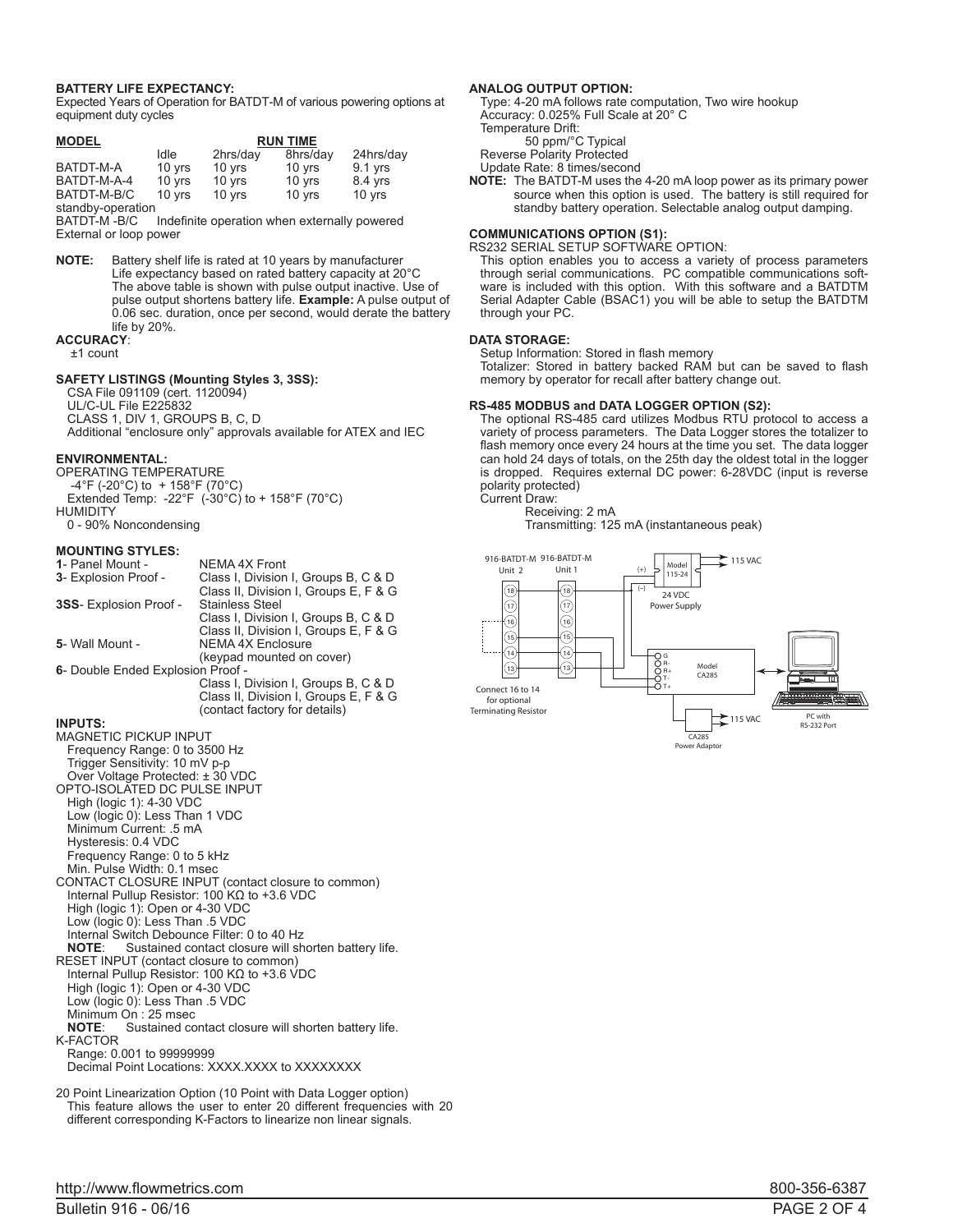**BATTERY LIFE EXPECTANCY:**
Expected Years of Operation for BATDT-M of various powering options at equipment duty cycles

| MODEL | RUN TIME | | | |
|---|---|---|---|---|
| | Idle | 2hrs/day | 8hrs/day | 24hrs/day |
| BATDT-M-A | 10 yrs | 10 yrs | 10 yrs | 9.1 yrs |
| BATDT-M-A-4 | 10 yrs | 10 yrs | 10 yrs | 8.4 yrs |
| BATDT-M-B/C standby-operation | 10 yrs | 10 yrs | 10 yrs | 10 yrs |

BATDT-M -B/C External or loop power — Indefinite operation when externally powered

**NOTE:** Battery shelf life is rated at 10 years by manufacturer
Life expectancy based on rated battery capacity at 20°C
The above table is shown with pulse output inactive. Use of pulse output shortens battery life. **Example:** A pulse output of 0.06 sec. duration, once per second, would derate the battery life by 20%.

**ACCURACY**:
±1 count

**SAFETY LISTINGS (Mounting Styles 3, 3SS):**
CSA File 091109 (cert. 1120094)
UL/C-UL File E225832
CLASS 1, DIV 1, GROUPS B, C, D
Additional "enclosure only" approvals available for ATEX and IEC

**ENVIRONMENTAL:**
OPERATING TEMPERATURE
-4°F (-20°C) to + 158°F (70°C)
Extended Temp: -22°F (-30°C) to + 158°F (70°C)
HUMIDITY
0 - 90% Noncondensing

**MOUNTING STYLES:**
**1**- Panel Mount - NEMA 4X Front
**3**- Explosion Proof - Class I, Division I, Groups B, C & D
Class II, Division I, Groups E, F & G
**3SS**- Explosion Proof - Stainless Steel
Class I, Division I, Groups B, C & D
Class II, Division I, Groups E, F & G
**5**- Wall Mount - NEMA 4X Enclosure
(keypad mounted on cover)
**6**- Double Ended Explosion Proof -
Class I, Division I, Groups B, C & D
Class II, Division I, Groups E, F & G
(contact factory for details)

**INPUTS:**
MAGNETIC PICKUP INPUT
Frequency Range: 0 to 3500 Hz
Trigger Sensitivity: 10 mV p-p
Over Voltage Protected: ± 30 VDC
OPTO-ISOLATED DC PULSE INPUT
High (logic 1): 4-30 VDC
Low (logic 0): Less Than 1 VDC
Minimum Current: .5 mA
Hysteresis: 0.4 VDC
Frequency Range: 0 to 5 kHz
Min. Pulse Width: 0.1 msec
CONTACT CLOSURE INPUT (contact closure to common)
Internal Pullup Resistor: 100 KΩ to +3.6 VDC
High (logic 1): Open or 4-30 VDC
Low (logic 0): Less Than .5 VDC
Internal Switch Debounce Filter: 0 to 40 Hz
**NOTE**: Sustained contact closure will shorten battery life.
RESET INPUT (contact closure to common)
Internal Pullup Resistor: 100 KΩ to +3.6 VDC
High (logic 1): Open or 4-30 VDC
Low (logic 0): Less Than .5 VDC
Minimum On : 25 msec
**NOTE**: Sustained contact closure will shorten battery life.
K-FACTOR
Range: 0.001 to 99999999
Decimal Point Locations: XXXX.XXXX to XXXXXXXX

20 Point Linearization Option (10 Point with Data Logger option)
This feature allows the user to enter 20 different frequencies with 20 different corresponding K-Factors to linearize non linear signals.

**ANALOG OUTPUT OPTION:**
Type: 4-20 mA follows rate computation, Two wire hookup
Accuracy: 0.025% Full Scale at 20° C
Temperature Drift:
50 ppm/°C Typical
Reverse Polarity Protected
Update Rate: 8 times/second

**NOTE:** The BATDT-M uses the 4-20 mA loop power as its primary power source when this option is used. The battery is still required for standby battery operation. Selectable analog output damping.

**COMMUNICATIONS OPTION (S1):**
RS232 SERIAL SETUP SOFTWARE OPTION:
This option enables you to access a variety of process parameters through serial communications. PC compatible communications software is included with this option. With this software and a BATDTM Serial Adapter Cable (BSAC1) you will be able to setup the BATDTM through your PC.

**DATA STORAGE:**
Setup Information: Stored in flash memory
Totalizer: Stored in battery backed RAM but can be saved to flash memory by operator for recall after battery change out.

**RS-485 MODBUS and DATA LOGGER OPTION (S2):**
The optional RS-485 card utilizes Modbus RTU protocol to access a variety of process parameters. The Data Logger stores the totalizer to flash memory once every 24 hours at the time you set. The data logger can hold 24 days of totals, on the 25th day the oldest total in the logger is dropped. Requires external DC power: 6-28VDC (input is reverse polarity protected)
Current Draw:
Receiving: 2 mA
Transmitting: 125 mA (instantaneous peak)

916-BATDT-M Unit 2 — 916-BATDT-M Unit 1 — Model 115-24 24 VDC Power Supply — 115 VAC — Model CA285 — CA285 Power Adaptor — PC with RS-232 Port — Connect 16 to 14 for optional Terminating Resistor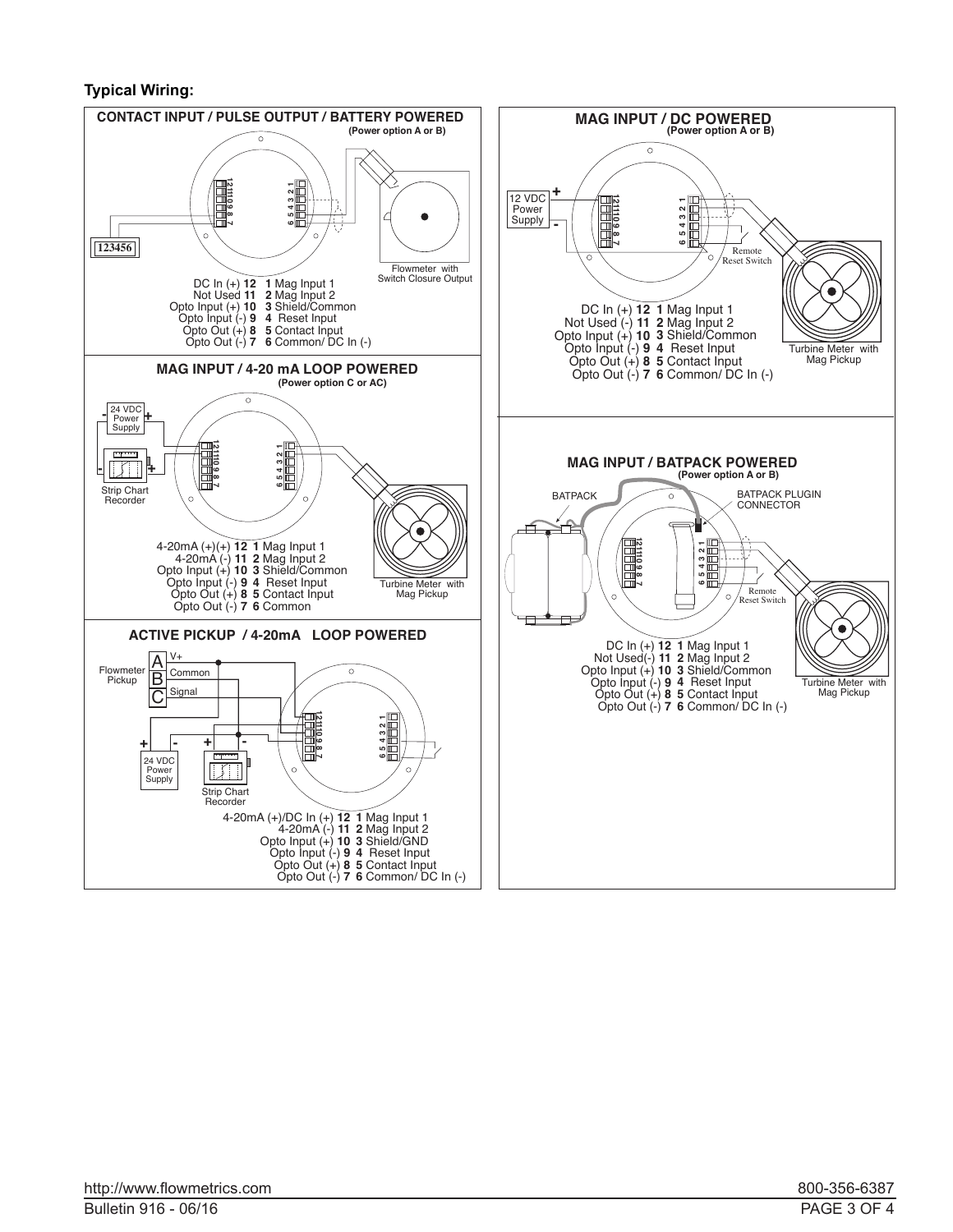**Typical Wiring:**

### CONTACT INPUT / PULSE OUTPUT / BATTERY POWERED

**(Power option A or B)**

123456

Flowmeter with Switch Closure Output

DC In (+) **12** **1** Mag Input 1
Not Used **11** **2** Mag Input 2
Opto Input (+) **10** **3** Shield/Common
Opto Input (-) **9** **4** Reset Input
Opto Out (+) **8** **5** Contact Input
Opto Out (-) **7** **6** Common/ DC In (-)

### MAG INPUT / 4-20 mA LOOP POWERED

**(Power option C or AC)**

24 VDC Power Supply

Strip Chart Recorder

Turbine Meter with Mag Pickup

4-20mA (+)(+) **12** **1** Mag Input 1
4-20mA (-) **11** **2** Mag Input 2
Opto Input (+) **10** **3** Shield/Common
Opto Input (-) **9** **4** Reset Input
Opto Out (+) **8** **5** Contact Input
Opto Out (-) **7** **6** Common

### ACTIVE PICKUP / 4-20mA LOOP POWERED

Flowmeter Pickup: A V+, B Common, C Signal

24 VDC Power Supply

Strip Chart Recorder

4-20mA (+)/DC In (+) **12** **1** Mag Input 1
4-20mA (-) **11** **2** Mag Input 2
Opto Input (+) **10** **3** Shield/GND
Opto Input (-) **9** **4** Reset Input
Opto Out (+) **8** **5** Contact Input
Opto Out (-) **7** **6** Common/ DC In (-)

### MAG INPUT / DC POWERED

**(Power option A or B)**

12 VDC Power Supply

Remote Reset Switch

Turbine Meter with Mag Pickup

DC In (+) **12** **1** Mag Input 1
Not Used (-) **11** **2** Mag Input 2
Opto Input (+) **10** **3** Shield/Common
Opto Input (-) **9** **4** Reset Input
Opto Out (+) **8** **5** Contact Input
Opto Out (-) **7** **6** Common/ DC In (-)

### MAG INPUT / BATPACK POWERED

**(Power option A or B)**

BATPACK

BATPACK PLUGIN CONNECTOR

Remote Reset Switch

Turbine Meter with Mag Pickup

DC In (+) **12** **1** Mag Input 1
Not Used(-) **11** **2** Mag Input 2
Opto Input (+) **10** **3** Shield/Common
Opto Input (-) **9** **4** Reset Input
Opto Out (+) **8** **5** Contact Input
Opto Out (-) **7** **6** Common/ DC In (-)

http://www.flowmetrics.com 800-356-6387

Bulletin 916 - 06/16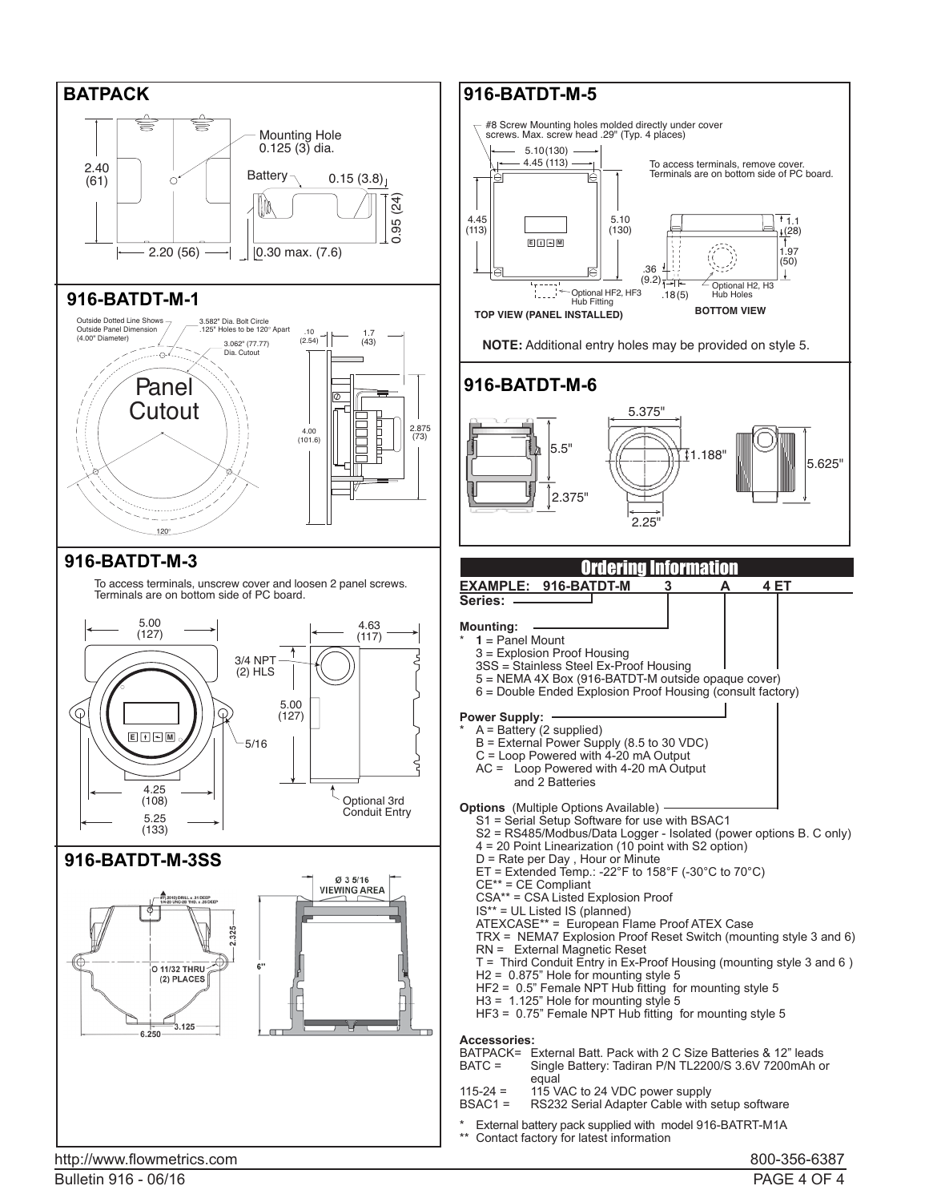## BATPACK

2.40 (61)

Mounting Hole 0.125 (3) dia.

Battery

0.15 (3.8)

0.95 (24)

2.20 (56)

0.30 max. (7.6)

## 916-BATDT-M-1

Outside Dotted Line Shows Outside Panel Dimension (4.00" Diameter)

3.582" Dia. Bolt Circle .125" Holes to be 120° Apart

3.062" (77.77) Dia. Cutout

Panel Cutout

120°

.10 (2.54)

1.7 (43)

4.00 (101.6)

2.875 (73)

## 916-BATDT-M-3

To access terminals, unscrew cover and loosen 2 panel screws. Terminals are on bottom side of PC board.

5.00 (127)

3/4 NPT (2) HLS

4.63 (117)

5.00 (127)

5/16

4.25 (108)

5.25 (133)

Optional 3rd Conduit Entry

## 916-BATDT-M-3SS

Ø 3 5/16 VIEWING AREA

2.325

Ø 11/32 THRU (2) PLACES

6"

3.125

6.250

## 916-BATDT-M-5

#8 Screw Mounting holes molded directly under cover screws. Max. screw head .29" (Typ. 4 places)

5.10(130)

4.45 (113)

To access terminals, remove cover. Terminals are on bottom side of PC board.

4.45 (113)

5.10 (130)

1.1 (28)

1.97 (50)

.36 (9.2)

.18 (5)

Optional HF2, HF3 Hub Fitting

Optional H2, H3 Hub Holes

TOP VIEW (PANEL INSTALLED)

BOTTOM VIEW

**NOTE:** Additional entry holes may be provided on style 5.

## 916-BATDT-M-6

5.5"

2.375"

5.375"

1.188"

2.25"

5.625"

## Ordering Information

**EXAMPLE: 916-BATDT-M 3 A 4 ET**

**Series:**

**Mounting:**

- \* **1** = Panel Mount
- 3 = Explosion Proof Housing
- 3SS = Stainless Steel Ex-Proof Housing
- 5 = NEMA 4X Box (916-BATDT-M outside opaque cover)
- 6 = Double Ended Explosion Proof Housing (consult factory)

**Power Supply:**

- \* A = Battery (2 supplied)
- B = External Power Supply (8.5 to 30 VDC)
- C = Loop Powered with 4-20 mA Output
- AC = Loop Powered with 4-20 mA Output and 2 Batteries

**Options** (Multiple Options Available)

- S1 = Serial Setup Software for use with BSAC1
- S2 = RS485/Modbus/Data Logger - Isolated (power options B. C only)
- 4 = 20 Point Linearization (10 point with S2 option)
- D = Rate per Day , Hour or Minute
- ET = Extended Temp.: -22°F to 158°F (-30°C to 70°C)
- CE** = CE Compliant
- CSA** = CSA Listed Explosion Proof
- IS** = UL Listed IS (planned)
- ATEXCASE** = European Flame Proof ATEX Case
- TRX = NEMA7 Explosion Proof Reset Switch (mounting style 3 and 6)
- RN = External Magnetic Reset
- T = Third Conduit Entry in Ex-Proof Housing (mounting style 3 and 6 )
- H2 = 0.875" Hole for mounting style 5
- HF2 = 0.5" Female NPT Hub fitting for mounting style 5
- H3 = 1.125" Hole for mounting style 5
- HF3 = 0.75" Female NPT Hub fitting for mounting style 5

**Accessories:**

- BATPACK= External Batt. Pack with 2 C Size Batteries & 12" leads
- BATC = Single Battery: Tadiran P/N TL2200/S 3.6V 7200mAh or equal
- 115-24 = 115 VAC to 24 VDC power supply
- BSAC1 = RS232 Serial Adapter Cable with setup software

\* External battery pack supplied with model 916-BATRT-M1A

\*\* Contact factory for latest information

http://www.flowmetrics.com 800-356-6387

Bulletin 916 - 06/16